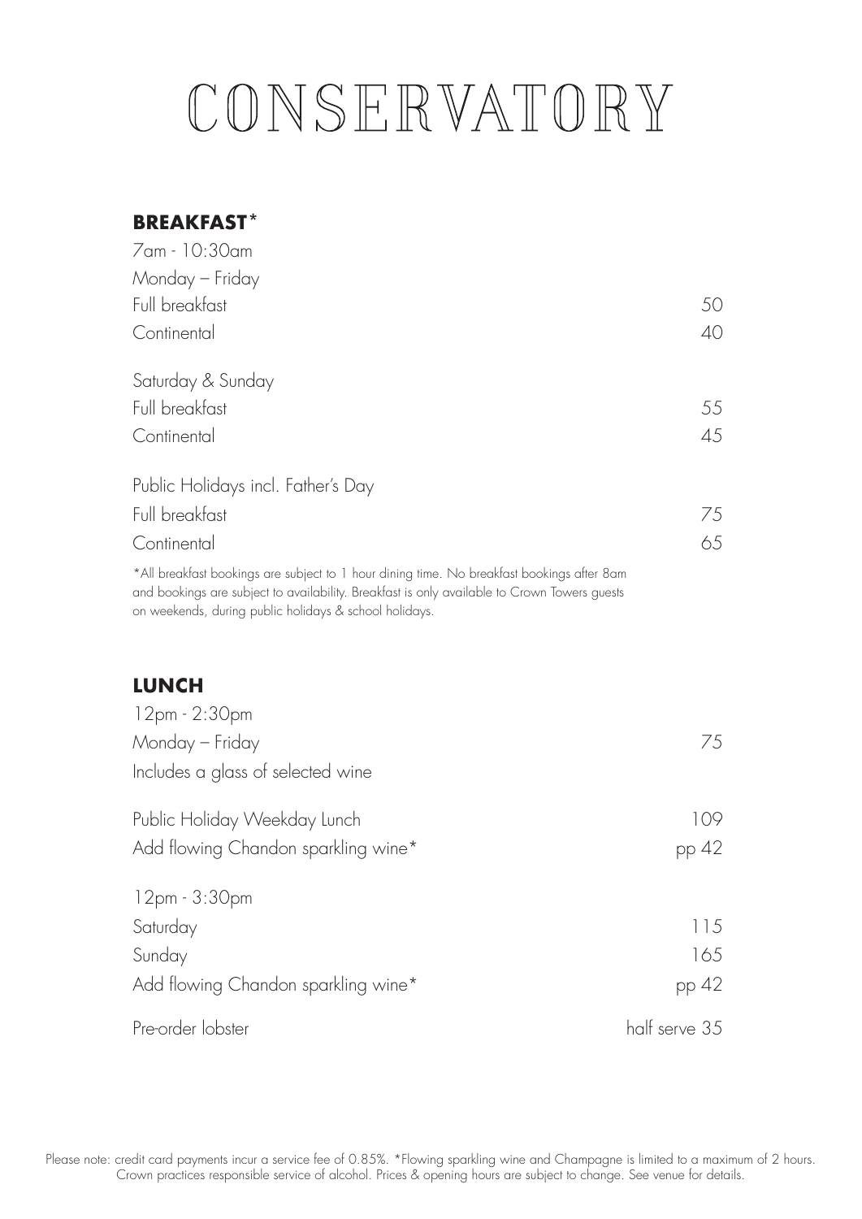# CONSERVATORY

## BREAKFAST*

7am - 10:30am

| Monday – Friday | |
|---|---|
| Full breakfast | 50 |
| Continental | 40 |

| Saturday & Sunday | |
|---|---|
| Full breakfast | 55 |
| Continental | 45 |

| Public Holidays incl. Father's Day | |
|---|---|
| Full breakfast | 75 |
| Continental | 65 |

*All breakfast bookings are subject to 1 hour dining time. No breakfast bookings after 8am and bookings are subject to availability. Breakfast is only available to Crown Towers guests on weekends, during public holidays & school holidays.

## LUNCH

12pm - 2:30pm

| | |
|---|---|
| Monday – Friday | 75 |
| Includes a glass of selected wine | |
| Public Holiday Weekday Lunch | 109 |
| Add flowing Chandon sparkling wine* | pp 42 |

12pm - 3:30pm

| | |
|---|---|
| Saturday | 115 |
| Sunday | 165 |
| Add flowing Chandon sparkling wine* | pp 42 |
| Pre-order lobster | half serve 35 |

Please note: credit card payments incur a service fee of 0.85%. *Flowing sparkling wine and Champagne is limited to a maximum of 2 hours. Crown practices responsible service of alcohol. Prices & opening hours are subject to change. See venue for details.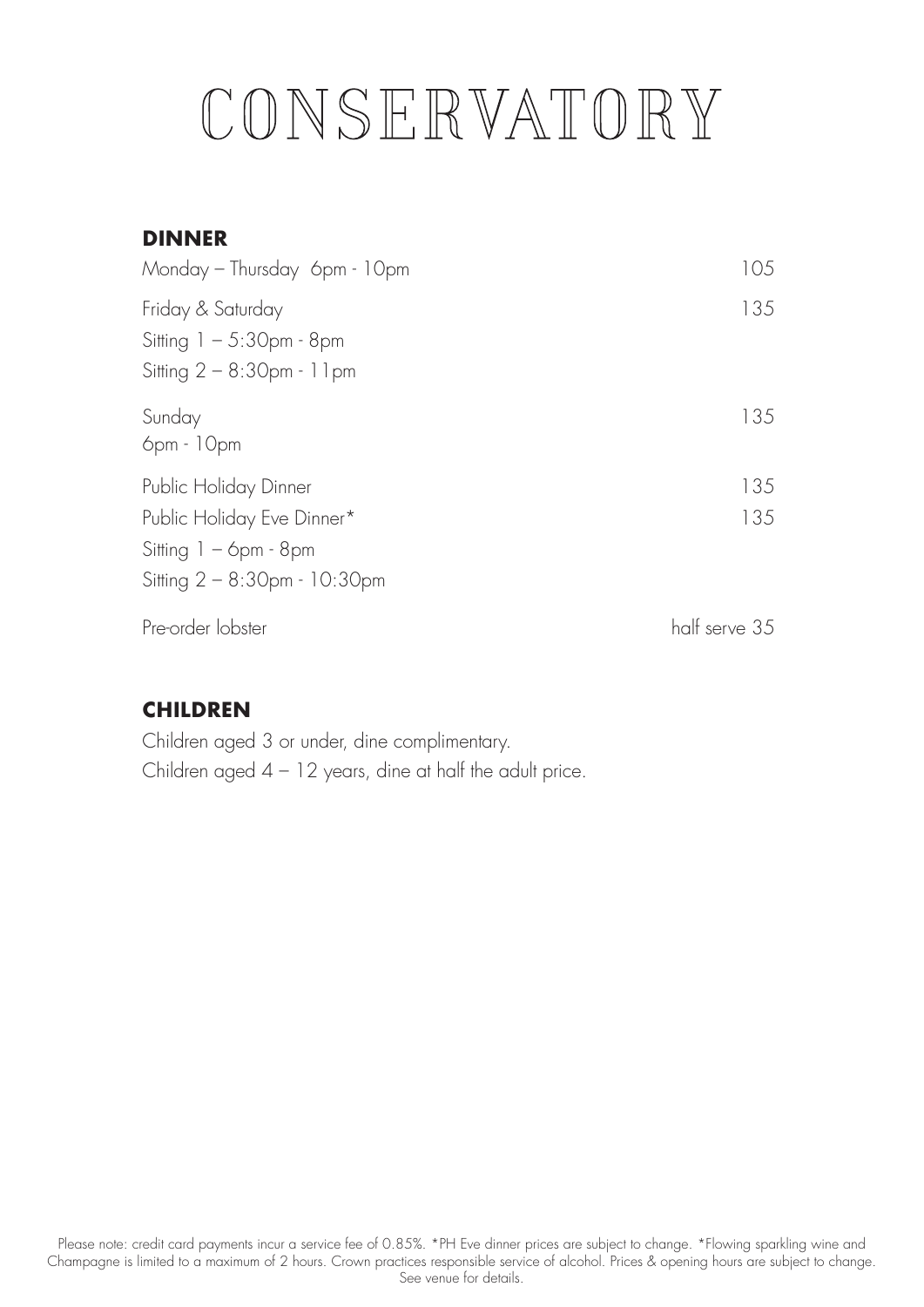# CONSERVATORY

## DINNER

| | |
|---|---|
| Monday – Thursday 6pm - 10pm | 105 |
| Friday & Saturday<br>Sitting 1 – 5:30pm - 8pm<br>Sitting 2 – 8:30pm - 11pm | 135 |
| Sunday<br>6pm - 10pm | 135 |
| Public Holiday Dinner | 135 |
| Public Holiday Eve Dinner*<br>Sitting 1 – 6pm - 8pm<br>Sitting 2 – 8:30pm - 10:30pm | 135 |
| Pre-order lobster | half serve 35 |

## CHILDREN

Children aged 3 or under, dine complimentary.

Children aged 4 – 12 years, dine at half the adult price.

Please note: credit card payments incur a service fee of 0.85%. *PH Eve dinner prices are subject to change. *Flowing sparkling wine and Champagne is limited to a maximum of 2 hours. Crown practices responsible service of alcohol. Prices & opening hours are subject to change. See venue for details.